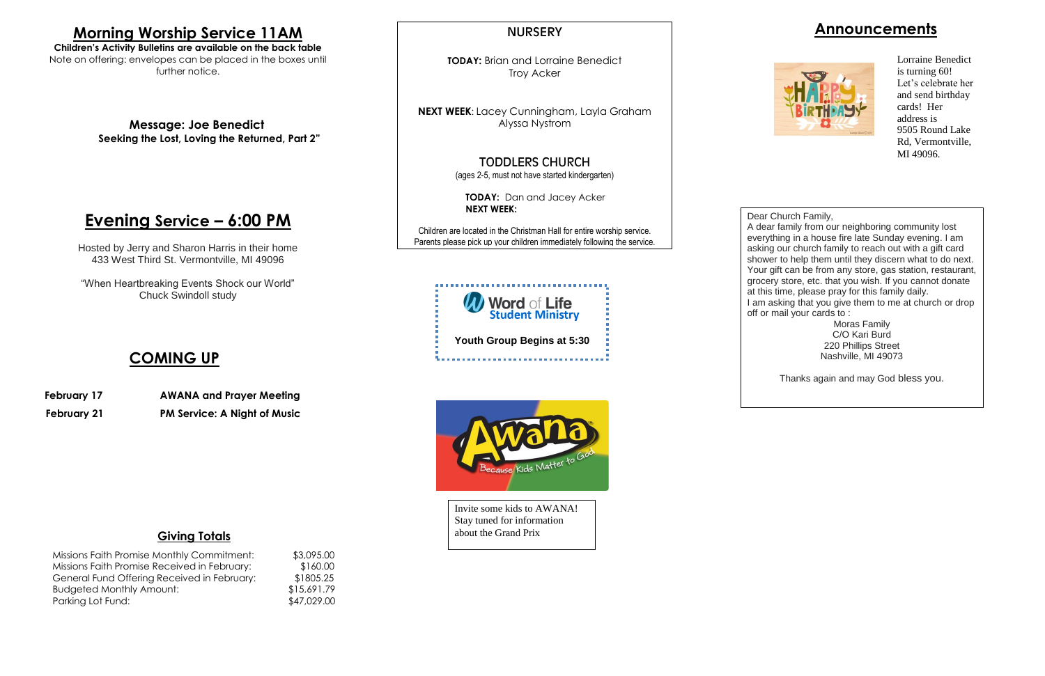# Morning Worship Service 11AM

**Children's Activity Bulletins are available on the back table**

Note on offering: envelopes can be placed in the boxes until further notice.

**Message: Joe Benedict**

**Seeking the Lost, Loving the Returned, Part 2"**

# Evening Service – 6:00 PM

Hosted by Jerry and Sharon Harris in their home
433 West Third St. Vermontville, MI 49096

"When Heartbreaking Events Shock our World"
Chuck Swindoll study

# COMING UP

| | |
|---|---|
| **February 17** | **AWANA and Prayer Meeting** |
| **February 21** | **PM Service: A Night of Music** |

## Giving Totals

| | |
|---|---|
| Missions Faith Promise Monthly Commitment: | $3,095.00 |
| Missions Faith Promise Received in February: | $160.00 |
| General Fund Offering Received in February: | $1805.25 |
| Budgeted Monthly Amount: | $15,691.79 |
| Parking Lot Fund: | $47,029.00 |

## NURSERY

**TODAY:** Brian and Lorraine Benedict
Troy Acker

**NEXT WEEK**: Lacey Cunningham, Layla Graham
Alyssa Nystrom

## TODDLERS CHURCH

(ages 2-5, must not have started kindergarten)

**TODAY:** Dan and Jacey Acker

**NEXT WEEK:**

Children are located in the Christman Hall for entire worship service.
Parents please pick up your children immediately following the service.

Word of Life Student Ministry

**Youth Group Begins at 5:30**

Awana Because Kids Matter to God

Invite some kids to AWANA!
Stay tuned for information about the Grand Prix

# Announcements

Lorraine Benedict is turning 60! Let's celebrate her and send birthday cards! Her address is 9505 Round Lake Rd, Vermontville, MI 49096.

Dear Church Family,

A dear family from our neighboring community lost everything in a house fire late Sunday evening. I am asking our church family to reach out with a gift card shower to help them until they discern what to do next. Your gift can be from any store, gas station, restaurant, grocery store, etc. that you wish. If you cannot donate at this time, please pray for this family daily.

I am asking that you give them to me at church or drop off or mail your cards to :

Moras Family
C/O Kari Burd
220 Phillips Street
Nashville, MI 49073

Thanks again and may God bless you.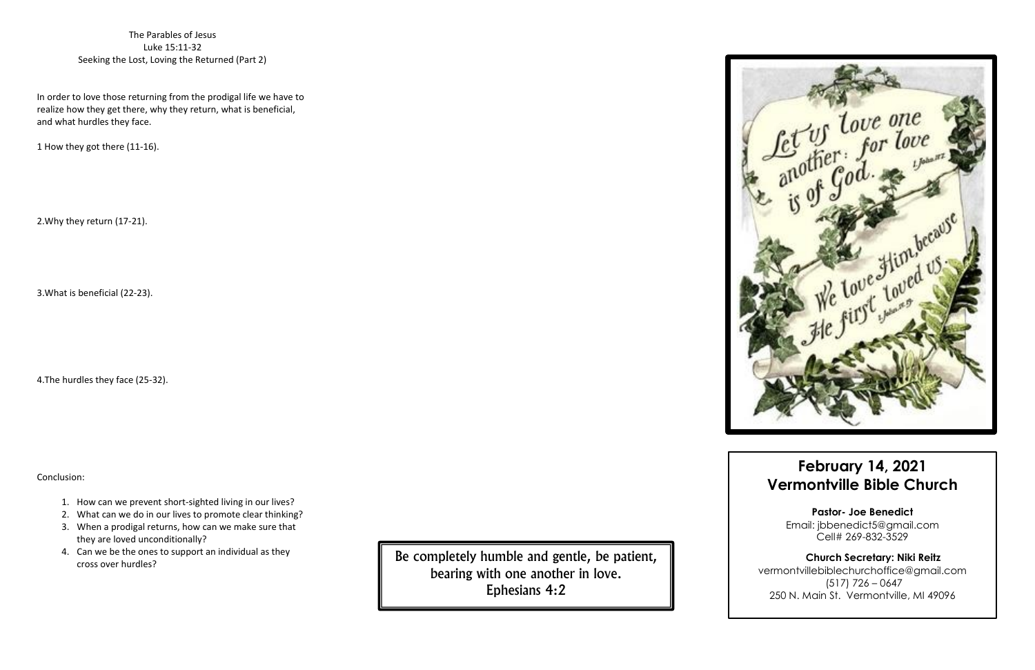The Parables of Jesus
Luke 15:11-32
Seeking the Lost, Loving the Returned (Part 2)

In order to love those returning from the prodigal life we have to realize how they get there, why they return, what is beneficial, and what hurdles they face.

1 How they got there (11-16).

2.Why they return (17-21).

3.What is beneficial (22-23).

4.The hurdles they face (25-32).

Conclusion:

1. How can we prevent short-sighted living in our lives?
2. What can we do in our lives to promote clear thinking?
3. When a prodigal returns, how can we make sure that they are loved unconditionally?
4. Can we be the ones to support an individual as they cross over hurdles?

Be completely humble and gentle, be patient, bearing with one another in love.
Ephesians 4:2

Let us love one another: for love is of God. 1 John 4:7

We love Him, because He first loved us. 1 John 4:19

## February 14, 2021
## Vermontville Bible Church

**Pastor- Joe Benedict**
Email: jbbenedict5@gmail.com
Cell# 269-832-3529

**Church Secretary: Niki Reitz**
vermontvillebiblechurchoffice@gmail.com
(517) 726 – 0647
250 N. Main St. Vermontville, MI 49096